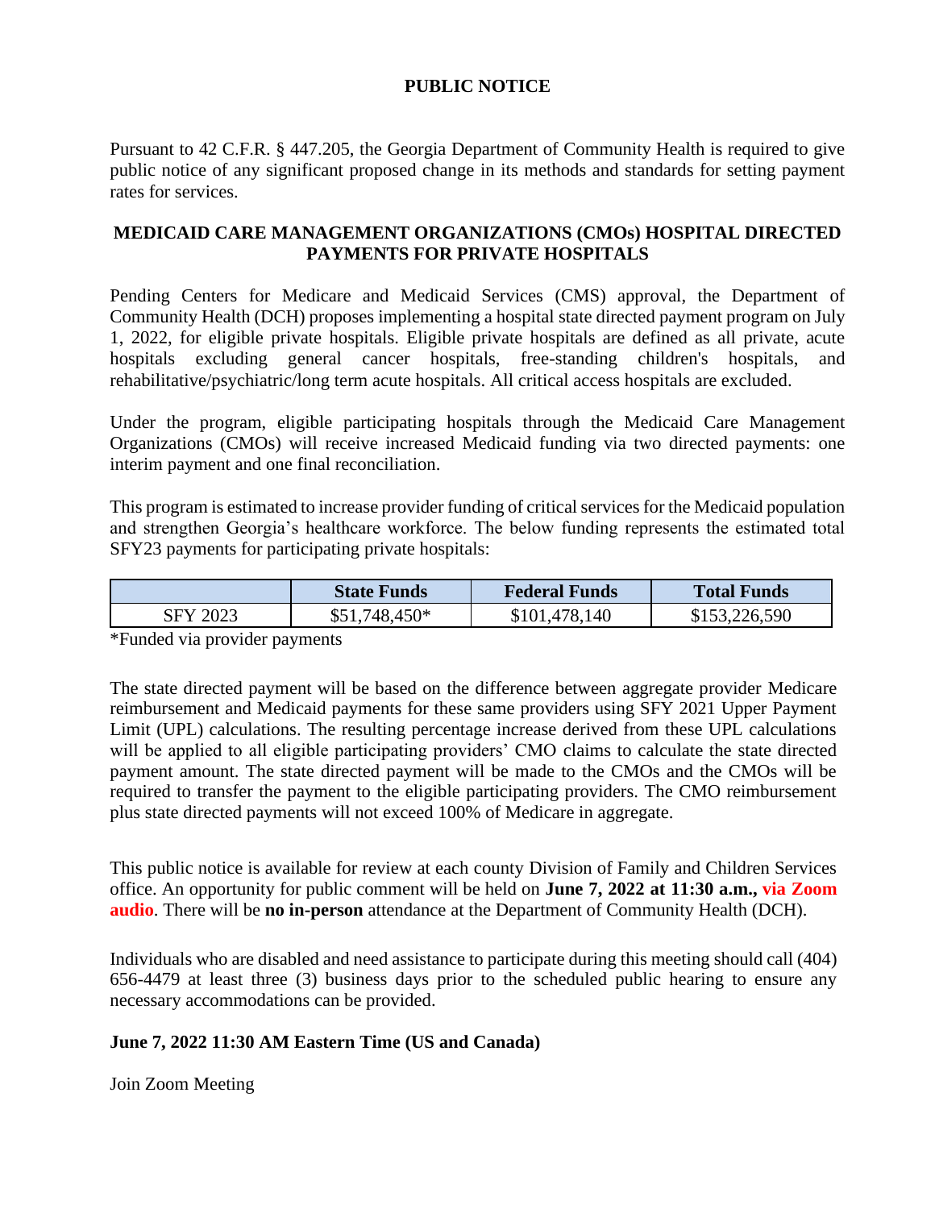# PUBLIC NOTICE

Pursuant to 42 C.F.R. § 447.205, the Georgia Department of Community Health is required to give public notice of any significant proposed change in its methods and standards for setting payment rates for services.

## MEDICAID CARE MANAGEMENT ORGANIZATIONS (CMOs) HOSPITAL DIRECTED PAYMENTS FOR PRIVATE HOSPITALS

Pending Centers for Medicare and Medicaid Services (CMS) approval, the Department of Community Health (DCH) proposes implementing a hospital state directed payment program on July 1, 2022, for eligible private hospitals. Eligible private hospitals are defined as all private, acute hospitals excluding general cancer hospitals, free-standing children's hospitals, and rehabilitative/psychiatric/long term acute hospitals. All critical access hospitals are excluded.

Under the program, eligible participating hospitals through the Medicaid Care Management Organizations (CMOs) will receive increased Medicaid funding via two directed payments: one interim payment and one final reconciliation.

This program is estimated to increase provider funding of critical services for the Medicaid population and strengthen Georgia's healthcare workforce. The below funding represents the estimated total SFY23 payments for participating private hospitals:

| | State Funds | Federal Funds | Total Funds |
|---|---|---|---|
| SFY 2023 | $51,748,450* | $101,478,140 | $153,226,590 |

*Funded via provider payments

The state directed payment will be based on the difference between aggregate provider Medicare reimbursement and Medicaid payments for these same providers using SFY 2021 Upper Payment Limit (UPL) calculations. The resulting percentage increase derived from these UPL calculations will be applied to all eligible participating providers' CMO claims to calculate the state directed payment amount. The state directed payment will be made to the CMOs and the CMOs will be required to transfer the payment to the eligible participating providers. The CMO reimbursement plus state directed payments will not exceed 100% of Medicare in aggregate.

This public notice is available for review at each county Division of Family and Children Services office. An opportunity for public comment will be held on **June 7, 2022 at 11:30 a.m., via Zoom audio**. There will be **no in-person** attendance at the Department of Community Health (DCH).

Individuals who are disabled and need assistance to participate during this meeting should call (404) 656-4479 at least three (3) business days prior to the scheduled public hearing to ensure any necessary accommodations can be provided.

**June 7, 2022 11:30 AM Eastern Time (US and Canada)**

Join Zoom Meeting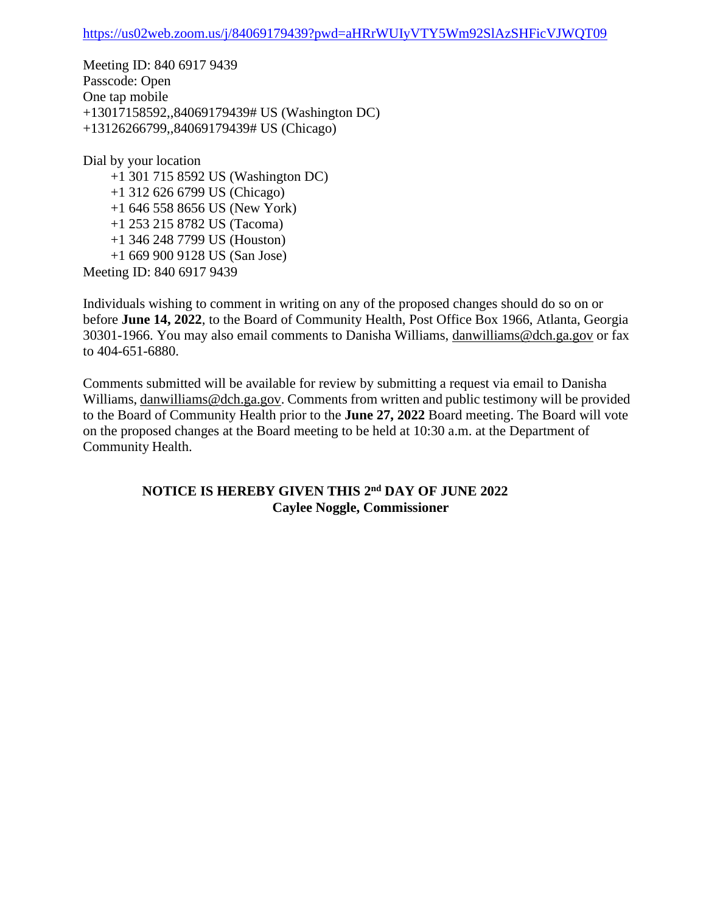https://us02web.zoom.us/j/84069179439?pwd=aHRrWUIyVTY5Wm92SlAzSHFicVJWQT09

Meeting ID: 840 6917 9439
Passcode: Open
One tap mobile
+13017158592,,84069179439# US (Washington DC)
+13126266799,,84069179439# US (Chicago)

Dial by your location
+1 301 715 8592 US (Washington DC)
+1 312 626 6799 US (Chicago)
+1 646 558 8656 US (New York)
+1 253 215 8782 US (Tacoma)
+1 346 248 7799 US (Houston)
+1 669 900 9128 US (San Jose)
Meeting ID: 840 6917 9439

Individuals wishing to comment in writing on any of the proposed changes should do so on or before **June 14, 2022**, to the Board of Community Health, Post Office Box 1966, Atlanta, Georgia 30301-1966. You may also email comments to Danisha Williams, danwilliams@dch.ga.gov or fax to 404-651-6880.

Comments submitted will be available for review by submitting a request via email to Danisha Williams, danwilliams@dch.ga.gov. Comments from written and public testimony will be provided to the Board of Community Health prior to the **June 27, 2022** Board meeting. The Board will vote on the proposed changes at the Board meeting to be held at 10:30 a.m. at the Department of Community Health.

**NOTICE IS HEREBY GIVEN THIS 2nd DAY OF JUNE 2022**
**Caylee Noggle, Commissioner**